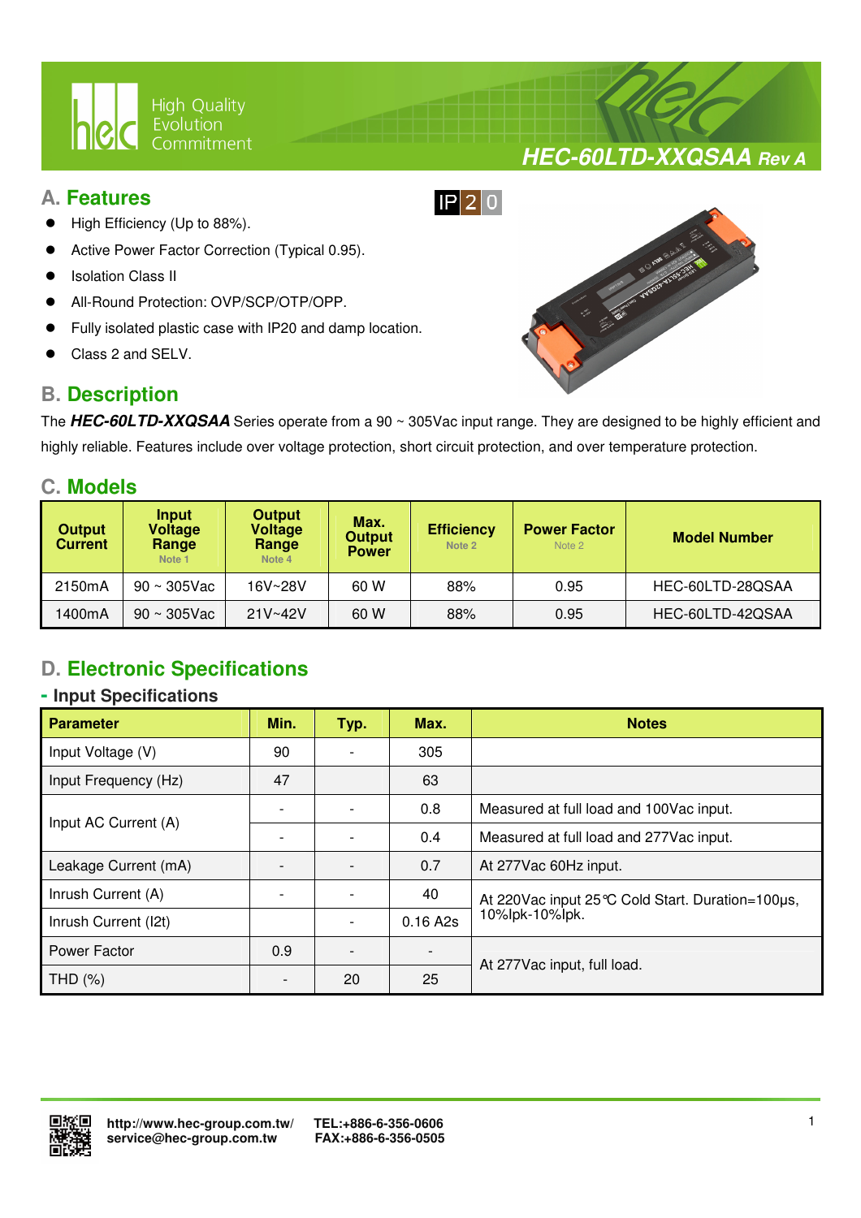# HEC-60LTD-XXQSAA Rev A

## A. Features

IP20

- High Efficiency (Up to 88%).
- Active Power Factor Correction (Typical 0.95).
- Isolation Class II
- All-Round Protection: OVP/SCP/OTP/OPP.
- Fully isolated plastic case with IP20 and damp location.
- Class 2 and SELV.

## B. Description

The ***HEC-60LTD-XXQSAA*** Series operate from a 90 ~ 305Vac input range. They are designed to be highly efficient and highly reliable. Features include over voltage protection, short circuit protection, and over temperature protection.

## C. Models

| Output Current | Input Voltage Range Note 1 | Output Voltage Range Note 4 | Max. Output Power | Efficiency Note 2 | Power Factor Note 2 | Model Number |
|---|---|---|---|---|---|---|
| 2150mA | 90 ~ 305Vac | 16V~28V | 60 W | 88% | 0.95 | HEC-60LTD-28QSAA |
| 1400mA | 90 ~ 305Vac | 21V~42V | 60 W | 88% | 0.95 | HEC-60LTD-42QSAA |

## D. Electronic Specifications

### - Input Specifications

| Parameter | Min. | Typ. | Max. | Notes |
|---|---|---|---|---|
| Input Voltage (V) | 90 | - | 305 | |
| Input Frequency (Hz) | 47 | | 63 | |
| Input AC Current (A) | - | - | 0.8 | Measured at full load and 100Vac input. |
| | - | - | 0.4 | Measured at full load and 277Vac input. |
| Leakage Current (mA) | - | - | 0.7 | At 277Vac 60Hz input. |
| Inrush Current (A) | - | - | 40 | At 220Vac input 25℃ Cold Start. Duration=100μs, 10%Ipk-10%Ipk. |
| Inrush Current (I2t) | | - | 0.16 A2s | |
| Power Factor | 0.9 | - | - | At 277Vac input, full load. |
| THD (%) | - | 20 | 25 | |

http://www.hec-group.com.tw/ service@hec-group.com.tw TEL:+886-6-356-0606 FAX:+886-6-356-0505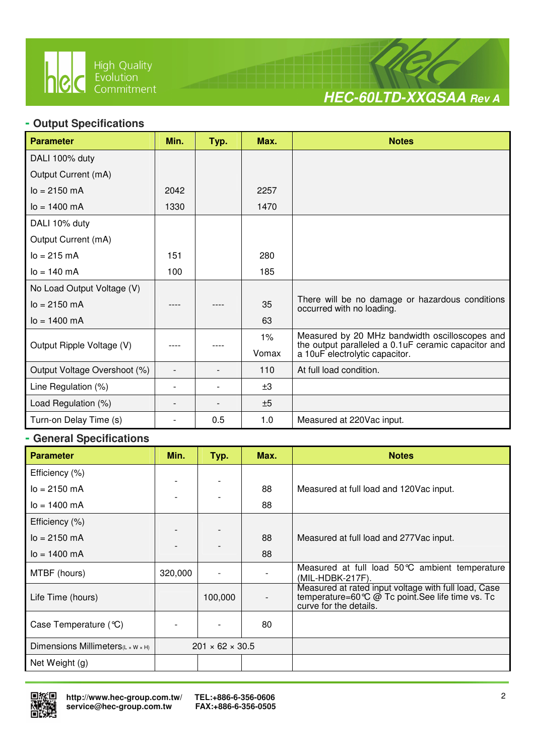## Output Specifications

| Parameter | Min. | Typ. | Max. | Notes |
|---|---|---|---|---|
| DALI 100% duty<br>Output Current (mA)<br>Io = 2150 mA<br>Io = 1400 mA | <br><br>2042<br>1330 | | <br><br>2257<br>1470 | |
| DALI 10% duty<br>Output Current (mA)<br>Io = 215 mA<br>Io = 140 mA | <br><br>151<br>100 | | <br><br>280<br>185 | |
| No Load Output Voltage (V)<br>Io = 2150 mA<br>Io = 1400 mA | ---- | ---- | <br>35<br>63 | There will be no damage or hazardous conditions occurred with no loading. |
| Output Ripple Voltage (V) | ---- | ---- | 1%<br>Vomax | Measured by 20 MHz bandwidth oscilloscopes and the output paralleled a 0.1uF ceramic capacitor and a 10uF electrolytic capacitor. |
| Output Voltage Overshoot (%) | - | - | 110 | At full load condition. |
| Line Regulation (%) | - | - | ±3 | |
| Load Regulation (%) | - | - | ±5 | |
| Turn-on Delay Time (s) | - | 0.5 | 1.0 | Measured at 220Vac input. |

## General Specifications

| Parameter | Min. | Typ. | Max. | Notes |
|---|---|---|---|---|
| Efficiency (%)<br>Io = 2150 mA<br>Io = 1400 mA | <br>-<br>- | <br>-<br>- | <br>88<br>88 | Measured at full load and 120Vac input. |
| Efficiency (%)<br>Io = 2150 mA<br>Io = 1400 mA | <br>-<br>- | <br>-<br>- | <br>88<br>88 | Measured at full load and 277Vac input. |
| MTBF (hours) | 320,000 | - | - | Measured at full load 50℃ ambient temperature (MIL-HDBK-217F). |
| Life Time (hours) | | 100,000 | - | Measured at rated input voltage with full load, Case temperature=60℃ @ Tc point.See life time vs. Tc curve for the details. |
| Case Temperature (℃) | - | - | 80 | |
| Dimensions Millimeters(L × W × H) | 201 × 62 × 30.5 | | | |
| Net Weight (g) | | | | |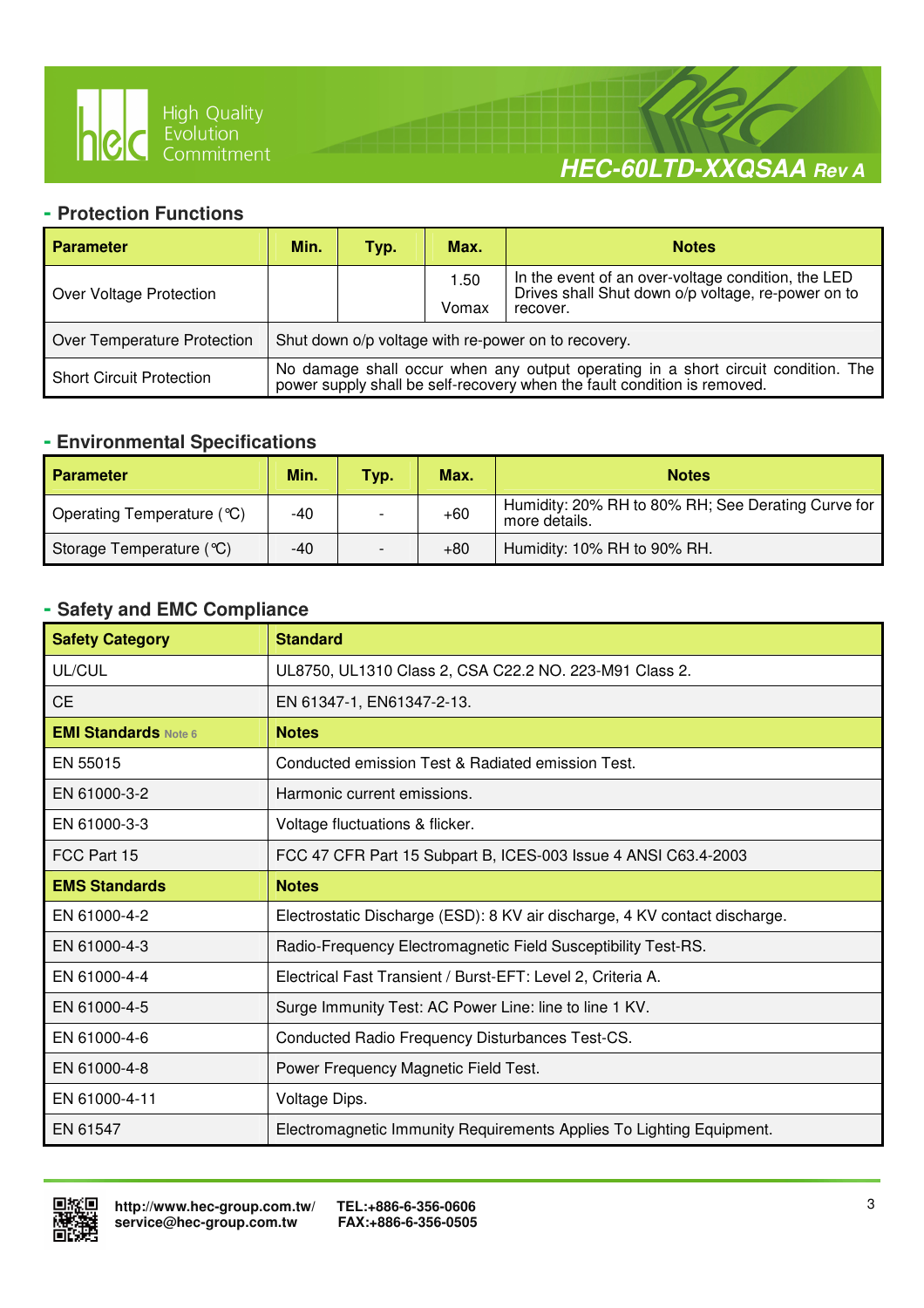## - Protection Functions

| Parameter | Min. | Typ. | Max. | Notes |
|---|---|---|---|---|
| Over Voltage Protection | | | 1.50 Vomax | In the event of an over-voltage condition, the LED Drives shall Shut down o/p voltage, re-power on to recover. |
| Over Temperature Protection | Shut down o/p voltage with re-power on to recovery. | | | |
| Short Circuit Protection | No damage shall occur when any output operating in a short circuit condition. The power supply shall be self-recovery when the fault condition is removed. | | | |

## - Environmental Specifications

| Parameter | Min. | Typ. | Max. | Notes |
|---|---|---|---|---|
| Operating Temperature (℃) | -40 | - | +60 | Humidity: 20% RH to 80% RH; See Derating Curve for more details. |
| Storage Temperature (℃) | -40 | - | +80 | Humidity: 10% RH to 90% RH. |

## - Safety and EMC Compliance

| Safety Category | Standard |
|---|---|
| UL/CUL | UL8750, UL1310 Class 2, CSA C22.2 NO. 223-M91 Class 2. |
| CE | EN 61347-1, EN61347-2-13. |
| **EMI Standards** Note 6 | **Notes** |
| EN 55015 | Conducted emission Test & Radiated emission Test. |
| EN 61000-3-2 | Harmonic current emissions. |
| EN 61000-3-3 | Voltage fluctuations & flicker. |
| FCC Part 15 | FCC 47 CFR Part 15 Subpart B, ICES-003 Issue 4 ANSI C63.4-2003 |
| **EMS Standards** | **Notes** |
| EN 61000-4-2 | Electrostatic Discharge (ESD): 8 KV air discharge, 4 KV contact discharge. |
| EN 61000-4-3 | Radio-Frequency Electromagnetic Field Susceptibility Test-RS. |
| EN 61000-4-4 | Electrical Fast Transient / Burst-EFT: Level 2, Criteria A. |
| EN 61000-4-5 | Surge Immunity Test: AC Power Line: line to line 1 KV. |
| EN 61000-4-6 | Conducted Radio Frequency Disturbances Test-CS. |
| EN 61000-4-8 | Power Frequency Magnetic Field Test. |
| EN 61000-4-11 | Voltage Dips. |
| EN 61547 | Electromagnetic Immunity Requirements Applies To Lighting Equipment. |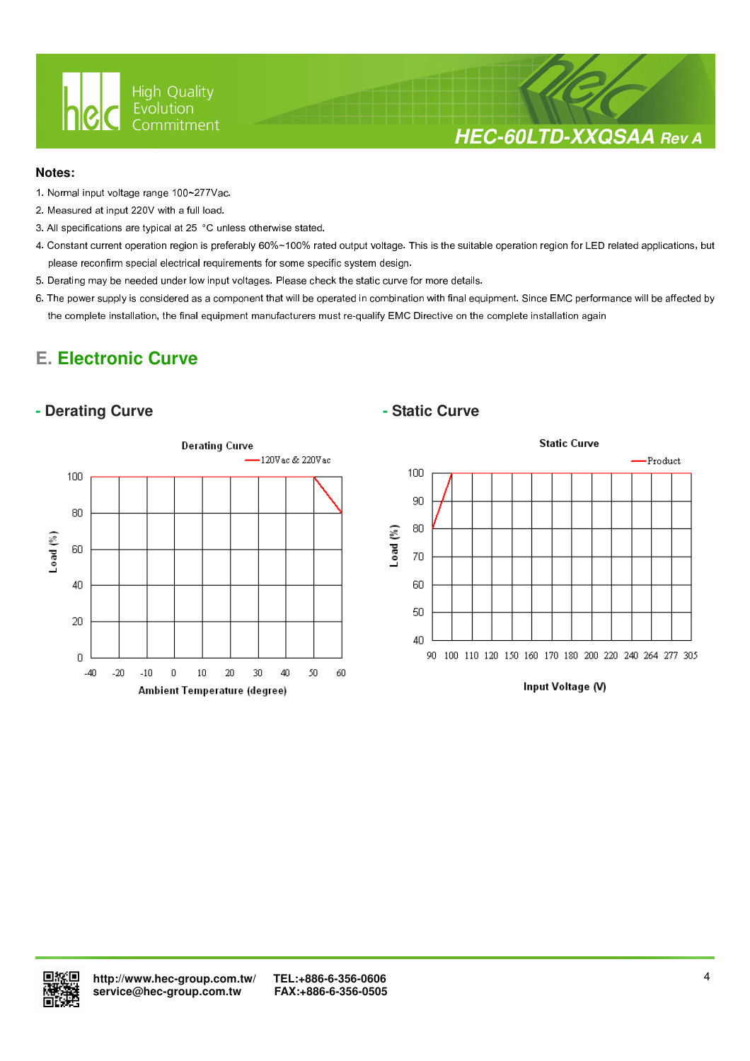## Notes:

1. Normal input voltage range 100~277Vac.
2. Measured at input 220V with a full load.
3. All specifications are typical at 25 °C unless otherwise stated.
4. Constant current operation region is preferably 60%~100% rated output voltage. This is the suitable operation region for LED related applications, but please reconfirm special electrical requirements for some specific system design.
5. Derating may be needed under low input voltages. Please check the static curve for more details.
6. The power supply is considered as a component that will be operated in combination with final equipment. Since EMC performance will be affected by the complete installation, the final equipment manufacturers must re-qualify EMC Directive on the complete installation again

## E. Electronic Curve

### - Derating Curve

Derating Curve

120Vac & 220Vac

Load (%): 0, 20, 40, 60, 80, 100

Ambient Temperature (degree): -40, -20, -10, 0, 10, 20, 30, 40, 50, 60

### - Static Curve

Static Curve

Product

Load (%): 40, 50, 60, 70, 80, 90, 100

Input Voltage (V): 90, 100, 110, 120, 150, 160, 170, 180, 200, 220, 240, 264, 277, 305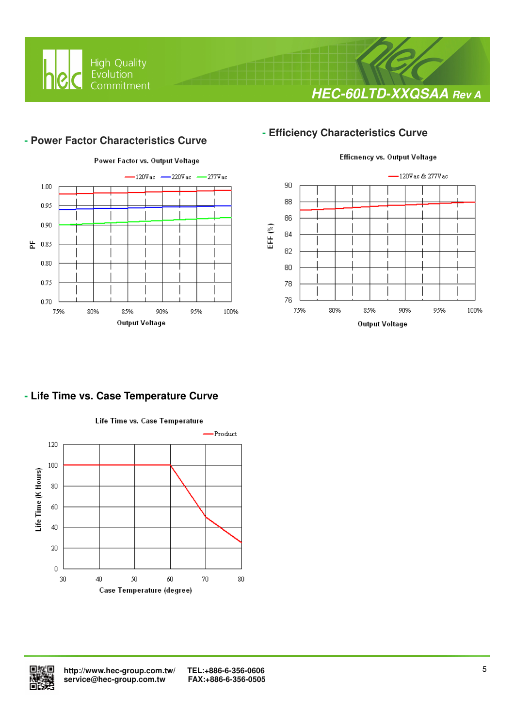## - Power Factor Characteristics Curve

Power Factor vs. Output Voltage

120Vac / 220Vac / 277Vac

PF: 1.00, 0.95, 0.90, 0.85, 0.80, 0.75, 0.70

Output Voltage: 75%, 80%, 85%, 90%, 95%, 100%

## - Efficiency Characteristics Curve

Efficnency vs. Output Voltage

120Vac & 277Vac

EFF (%): 90, 88, 86, 84, 82, 80, 78, 76

Output Voltage: 75%, 80%, 85%, 90%, 95%, 100%

## - Life Time vs. Case Temperature Curve

Life Time vs. Case Temperature

Product

Life Time (K Hours): 120, 100, 80, 60, 40, 20, 0

Case Temperature (degree): 30, 40, 50, 60, 70, 80

http://www.hec-group.com.tw/
service@hec-group.com.tw

TEL:+886-6-356-0606
FAX:+886-6-356-0505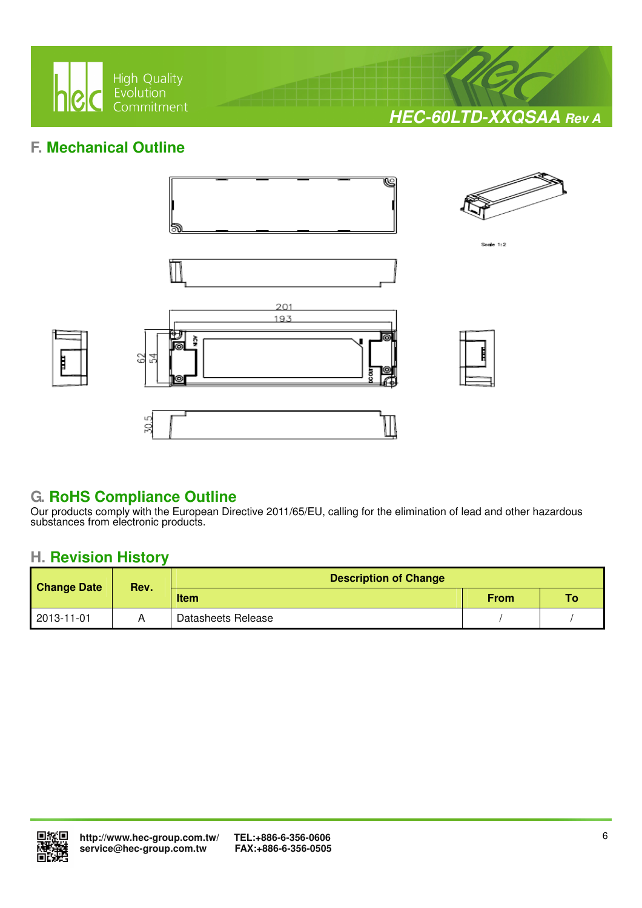## F. Mechanical Outline

Scale 1:2

201

193

62

54

30.5

AC IN

DC OUT

## G. RoHS Compliance Outline

Our products comply with the European Directive 2011/65/EU, calling for the elimination of lead and other hazardous substances from electronic products.

## H. Revision History

| Change Date | Rev. | Description of Change | | |
|---|---|---|---|---|
| | | **Item** | **From** | **To** |
| 2013-11-01 | A | Datasheets Release | / | / |

http://www.hec-group.com.tw/
service@hec-group.com.tw

TEL:+886-6-356-0606
FAX:+886-6-356-0505